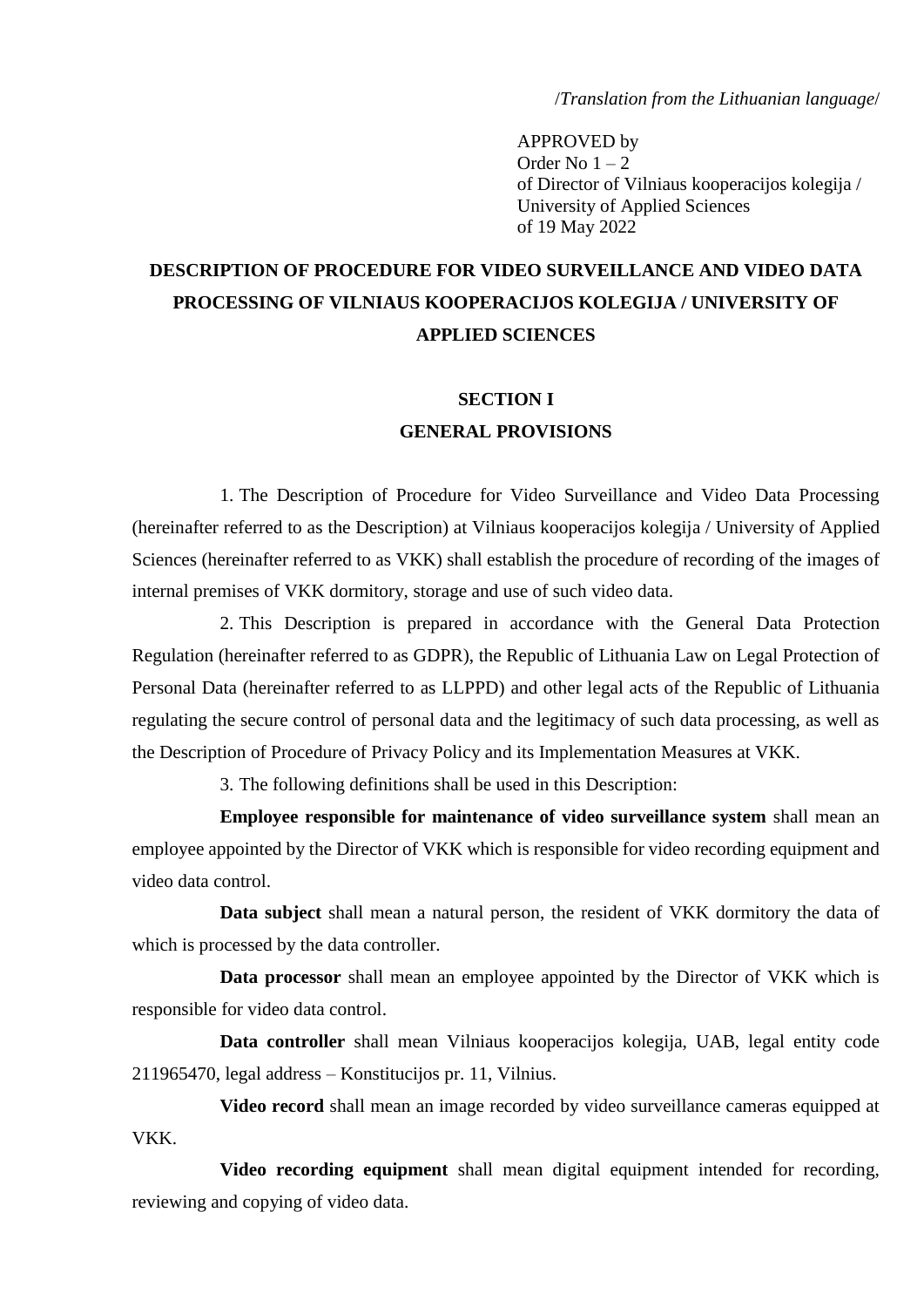/*Translation from the Lithuanian language*/

APPROVED by
Order No 1 – 2
of Director of Vilniaus kooperacijos kolegija / University of Applied Sciences
of 19 May 2022

# DESCRIPTION OF PROCEDURE FOR VIDEO SURVEILLANCE AND VIDEO DATA PROCESSING OF VILNIAUS KOOPERACIJOS KOLEGIJA / UNIVERSITY OF APPLIED SCIENCES

## SECTION I
## GENERAL PROVISIONS

1. The Description of Procedure for Video Surveillance and Video Data Processing (hereinafter referred to as the Description) at Vilniaus kooperacijos kolegija / University of Applied Sciences (hereinafter referred to as VKK) shall establish the procedure of recording of the images of internal premises of VKK dormitory, storage and use of such video data.

2. This Description is prepared in accordance with the General Data Protection Regulation (hereinafter referred to as GDPR), the Republic of Lithuania Law on Legal Protection of Personal Data (hereinafter referred to as LLPPD) and other legal acts of the Republic of Lithuania regulating the secure control of personal data and the legitimacy of such data processing, as well as the Description of Procedure of Privacy Policy and its Implementation Measures at VKK.

3. The following definitions shall be used in this Description:

**Employee responsible for maintenance of video surveillance system** shall mean an employee appointed by the Director of VKK which is responsible for video recording equipment and video data control.

**Data subject** shall mean a natural person, the resident of VKK dormitory the data of which is processed by the data controller.

**Data processor** shall mean an employee appointed by the Director of VKK which is responsible for video data control.

**Data controller** shall mean Vilniaus kooperacijos kolegija, UAB, legal entity code 211965470, legal address – Konstitucijos pr. 11, Vilnius.

**Video record** shall mean an image recorded by video surveillance cameras equipped at VKK.

**Video recording equipment** shall mean digital equipment intended for recording, reviewing and copying of video data.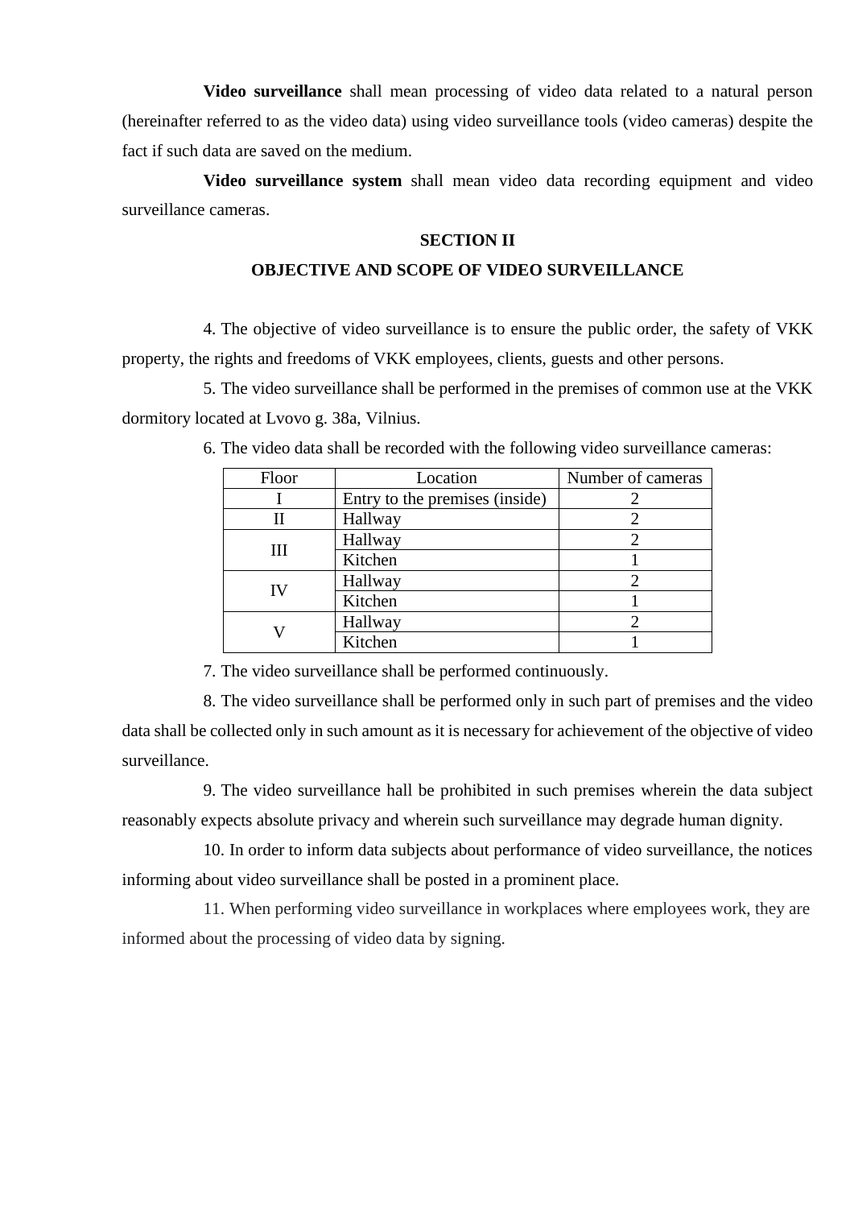**Video surveillance** shall mean processing of video data related to a natural person (hereinafter referred to as the video data) using video surveillance tools (video cameras) despite the fact if such data are saved on the medium.

**Video surveillance system** shall mean video data recording equipment and video surveillance cameras.

## SECTION II

## OBJECTIVE AND SCOPE OF VIDEO SURVEILLANCE

4. The objective of video surveillance is to ensure the public order, the safety of VKK property, the rights and freedoms of VKK employees, clients, guests and other persons.

5. The video surveillance shall be performed in the premises of common use at the VKK dormitory located at Lvovo g. 38a, Vilnius.

6. The video data shall be recorded with the following video surveillance cameras:

| Floor | Location | Number of cameras |
|---|---|---|
| I | Entry to the premises (inside) | 2 |
| II | Hallway | 2 |
| III | Hallway | 2 |
| | Kitchen | 1 |
| IV | Hallway | 2 |
| | Kitchen | 1 |
| V | Hallway | 2 |
| | Kitchen | 1 |

7. The video surveillance shall be performed continuously.

8. The video surveillance shall be performed only in such part of premises and the video data shall be collected only in such amount as it is necessary for achievement of the objective of video surveillance.

9. The video surveillance hall be prohibited in such premises wherein the data subject reasonably expects absolute privacy and wherein such surveillance may degrade human dignity.

10. In order to inform data subjects about performance of video surveillance, the notices informing about video surveillance shall be posted in a prominent place.

11. When performing video surveillance in workplaces where employees work, they are informed about the processing of video data by signing.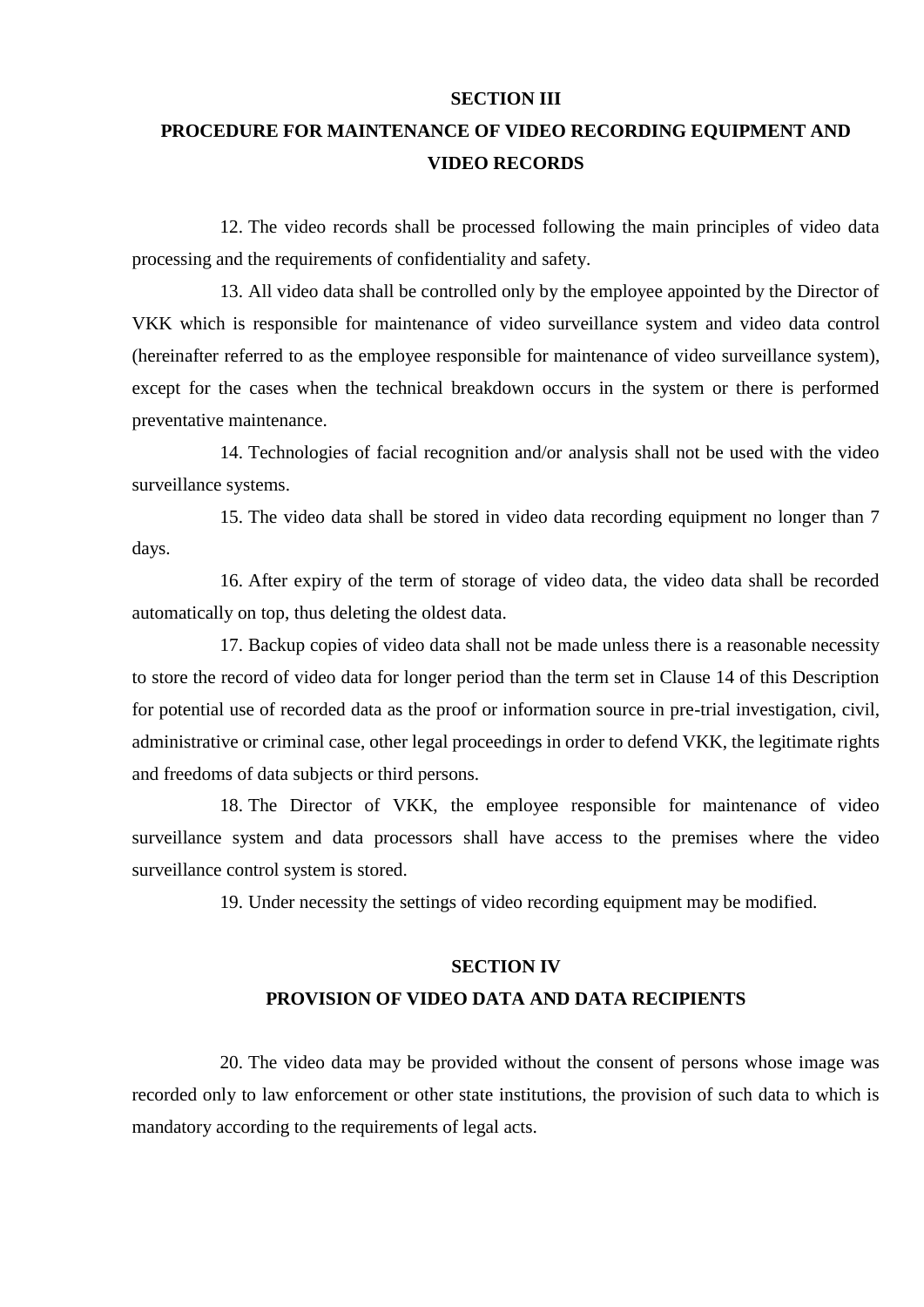## SECTION III

## PROCEDURE FOR MAINTENANCE OF VIDEO RECORDING EQUIPMENT AND VIDEO RECORDS

12. The video records shall be processed following the main principles of video data processing and the requirements of confidentiality and safety.

13. All video data shall be controlled only by the employee appointed by the Director of VKK which is responsible for maintenance of video surveillance system and video data control (hereinafter referred to as the employee responsible for maintenance of video surveillance system), except for the cases when the technical breakdown occurs in the system or there is performed preventative maintenance.

14. Technologies of facial recognition and/or analysis shall not be used with the video surveillance systems.

15. The video data shall be stored in video data recording equipment no longer than 7 days.

16. After expiry of the term of storage of video data, the video data shall be recorded automatically on top, thus deleting the oldest data.

17. Backup copies of video data shall not be made unless there is a reasonable necessity to store the record of video data for longer period than the term set in Clause 14 of this Description for potential use of recorded data as the proof or information source in pre-trial investigation, civil, administrative or criminal case, other legal proceedings in order to defend VKK, the legitimate rights and freedoms of data subjects or third persons.

18. The Director of VKK, the employee responsible for maintenance of video surveillance system and data processors shall have access to the premises where the video surveillance control system is stored.

19. Under necessity the settings of video recording equipment may be modified.

## SECTION IV

## PROVISION OF VIDEO DATA AND DATA RECIPIENTS

20. The video data may be provided without the consent of persons whose image was recorded only to law enforcement or other state institutions, the provision of such data to which is mandatory according to the requirements of legal acts.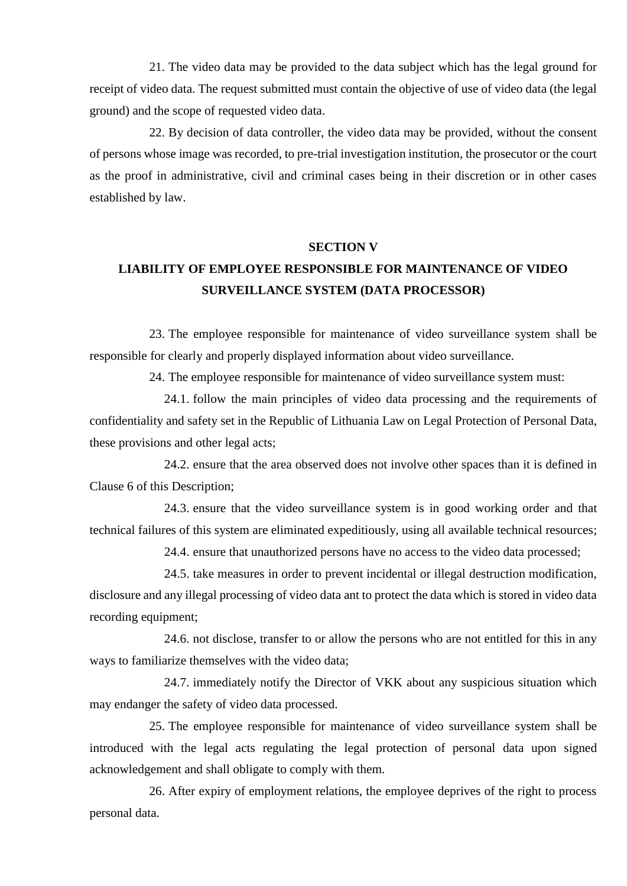21. The video data may be provided to the data subject which has the legal ground for receipt of video data. The request submitted must contain the objective of use of video data (the legal ground) and the scope of requested video data.

22. By decision of data controller, the video data may be provided, without the consent of persons whose image was recorded, to pre-trial investigation institution, the prosecutor or the court as the proof in administrative, civil and criminal cases being in their discretion or in other cases established by law.

## SECTION V
## LIABILITY OF EMPLOYEE RESPONSIBLE FOR MAINTENANCE OF VIDEO SURVEILLANCE SYSTEM (DATA PROCESSOR)

23. The employee responsible for maintenance of video surveillance system shall be responsible for clearly and properly displayed information about video surveillance.

24. The employee responsible for maintenance of video surveillance system must:

24.1. follow the main principles of video data processing and the requirements of confidentiality and safety set in the Republic of Lithuania Law on Legal Protection of Personal Data, these provisions and other legal acts;

24.2. ensure that the area observed does not involve other spaces than it is defined in Clause 6 of this Description;

24.3. ensure that the video surveillance system is in good working order and that technical failures of this system are eliminated expeditiously, using all available technical resources;

24.4. ensure that unauthorized persons have no access to the video data processed;

24.5. take measures in order to prevent incidental or illegal destruction modification, disclosure and any illegal processing of video data ant to protect the data which is stored in video data recording equipment;

24.6. not disclose, transfer to or allow the persons who are not entitled for this in any ways to familiarize themselves with the video data;

24.7. immediately notify the Director of VKK about any suspicious situation which may endanger the safety of video data processed.

25. The employee responsible for maintenance of video surveillance system shall be introduced with the legal acts regulating the legal protection of personal data upon signed acknowledgement and shall obligate to comply with them.

26. After expiry of employment relations, the employee deprives of the right to process personal data.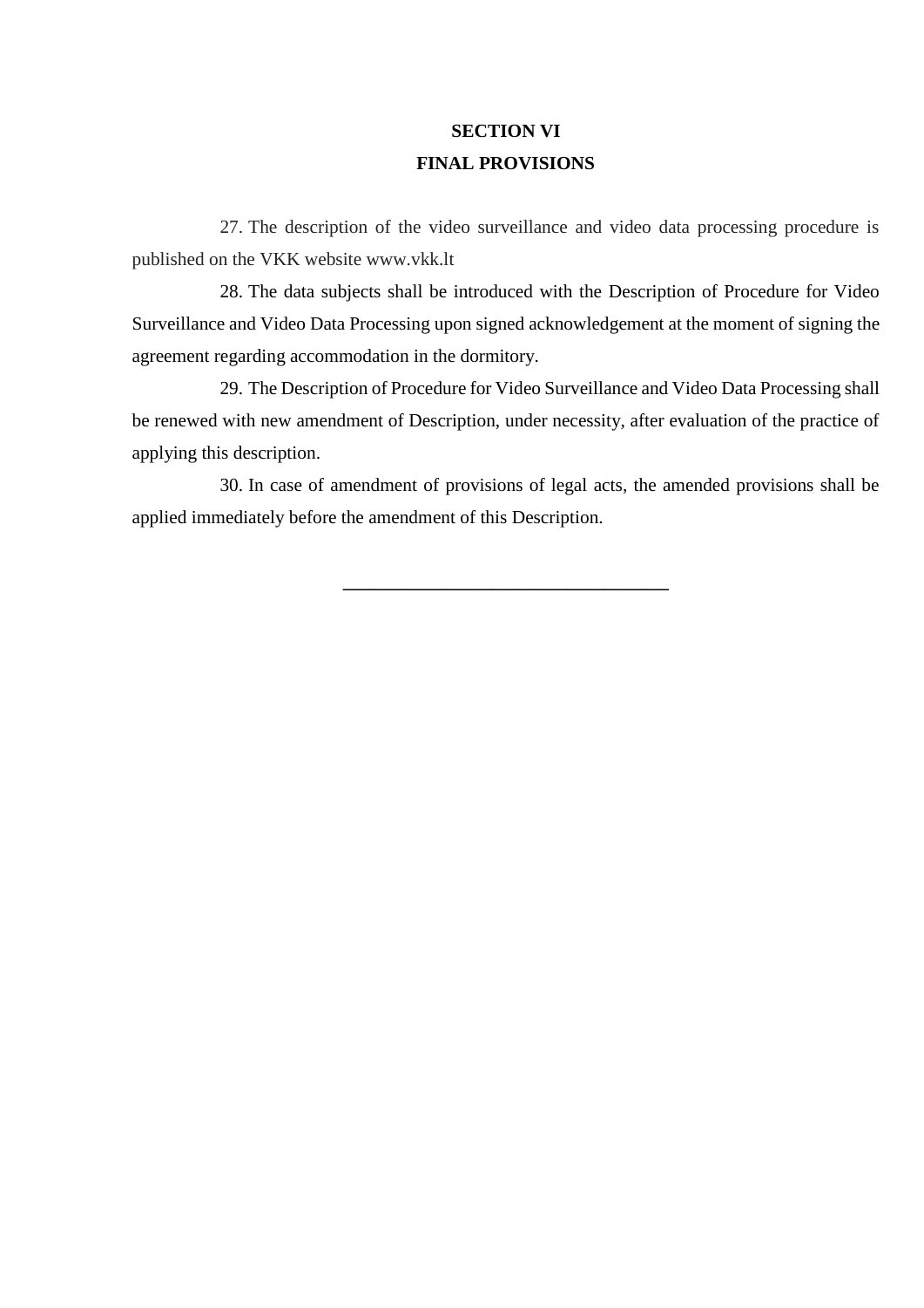## SECTION VI
## FINAL PROVISIONS

27. The description of the video surveillance and video data processing procedure is published on the VKK website www.vkk.lt

28. The data subjects shall be introduced with the Description of Procedure for Video Surveillance and Video Data Processing upon signed acknowledgement at the moment of signing the agreement regarding accommodation in the dormitory.

29. The Description of Procedure for Video Surveillance and Video Data Processing shall be renewed with new amendment of Description, under necessity, after evaluation of the practice of applying this description.

30. In case of amendment of provisions of legal acts, the amended provisions shall be applied immediately before the amendment of this Description.

_________________________________